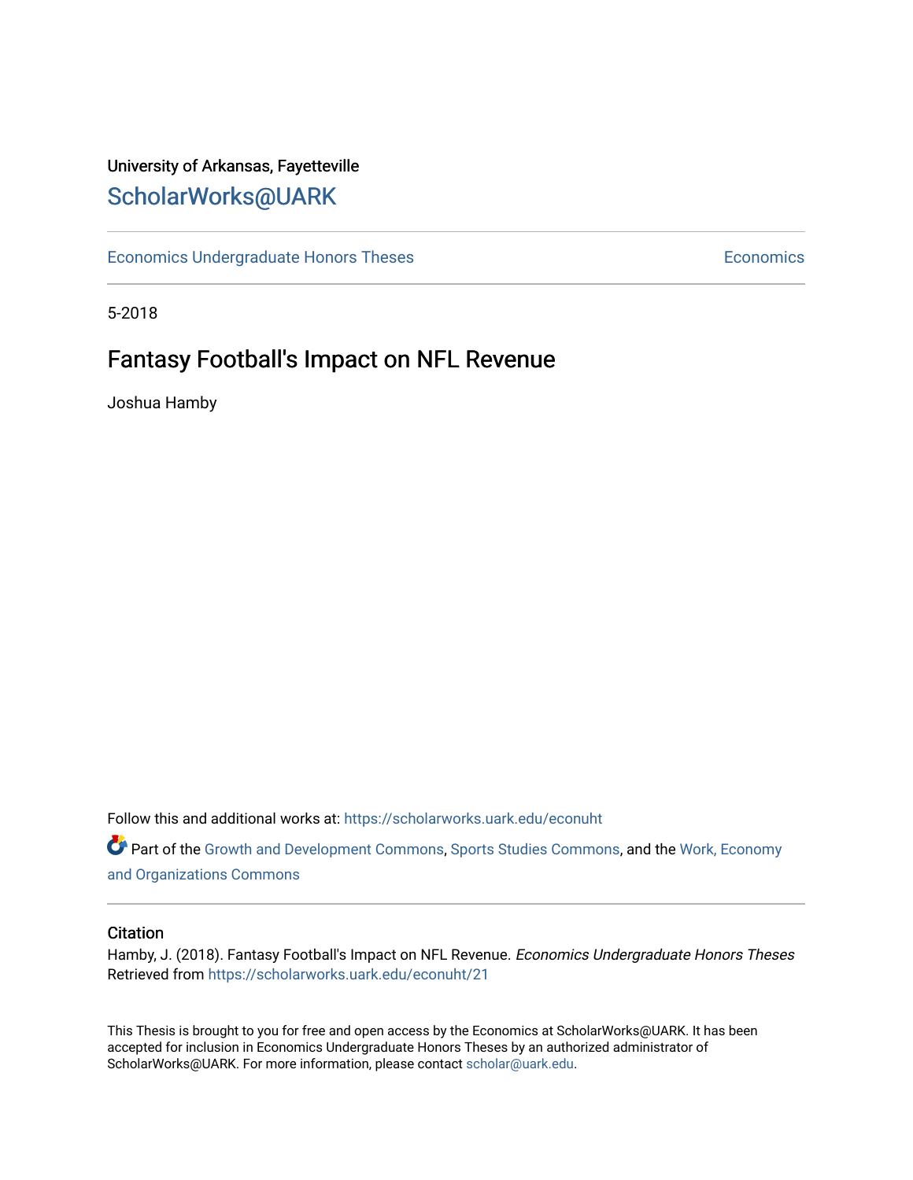University of Arkansas, Fayetteville

## ScholarWorks@UARK

Economics Undergraduate Honors Theses | Economics

5-2018

# Fantasy Football's Impact on NFL Revenue

Joshua Hamby

Follow this and additional works at: https://scholarworks.uark.edu/econuht

Part of the Growth and Development Commons, Sports Studies Commons, and the Work, Economy and Organizations Commons

### Citation

Hamby, J. (2018). Fantasy Football's Impact on NFL Revenue. *Economics Undergraduate Honors Theses* Retrieved from https://scholarworks.uark.edu/econuht/21

This Thesis is brought to you for free and open access by the Economics at ScholarWorks@UARK. It has been accepted for inclusion in Economics Undergraduate Honors Theses by an authorized administrator of ScholarWorks@UARK. For more information, please contact scholar@uark.edu.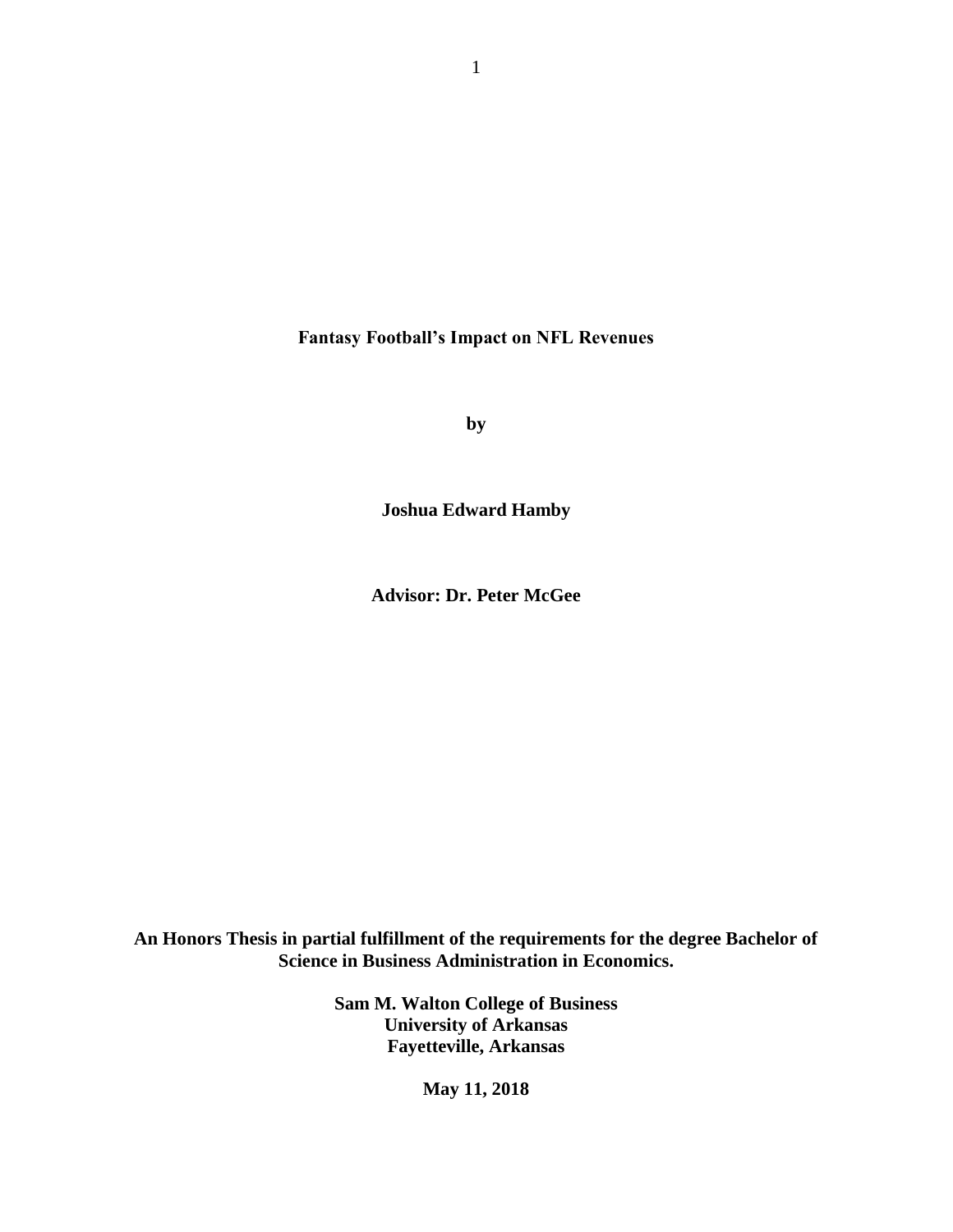**Fantasy Football's Impact on NFL Revenues**

**by**

**Joshua Edward Hamby**

**Advisor: Dr. Peter McGee**

**An Honors Thesis in partial fulfillment of the requirements for the degree Bachelor of Science in Business Administration in Economics.**

**Sam M. Walton College of Business**
**University of Arkansas**
**Fayetteville, Arkansas**

**May 11, 2018**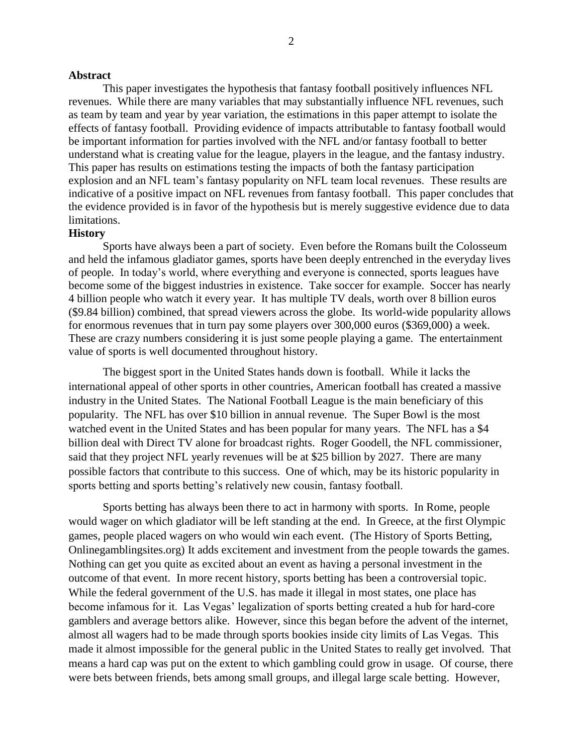**Abstract**

This paper investigates the hypothesis that fantasy football positively influences NFL revenues. While there are many variables that may substantially influence NFL revenues, such as team by team and year by year variation, the estimations in this paper attempt to isolate the effects of fantasy football. Providing evidence of impacts attributable to fantasy football would be important information for parties involved with the NFL and/or fantasy football to better understand what is creating value for the league, players in the league, and the fantasy industry. This paper has results on estimations testing the impacts of both the fantasy participation explosion and an NFL team's fantasy popularity on NFL team local revenues. These results are indicative of a positive impact on NFL revenues from fantasy football. This paper concludes that the evidence provided is in favor of the hypothesis but is merely suggestive evidence due to data limitations.

**History**

Sports have always been a part of society. Even before the Romans built the Colosseum and held the infamous gladiator games, sports have been deeply entrenched in the everyday lives of people. In today's world, where everything and everyone is connected, sports leagues have become some of the biggest industries in existence. Take soccer for example. Soccer has nearly 4 billion people who watch it every year. It has multiple TV deals, worth over 8 billion euros ($9.84 billion) combined, that spread viewers across the globe. Its world-wide popularity allows for enormous revenues that in turn pay some players over 300,000 euros ($369,000) a week. These are crazy numbers considering it is just some people playing a game. The entertainment value of sports is well documented throughout history.

The biggest sport in the United States hands down is football. While it lacks the international appeal of other sports in other countries, American football has created a massive industry in the United States. The National Football League is the main beneficiary of this popularity. The NFL has over $10 billion in annual revenue. The Super Bowl is the most watched event in the United States and has been popular for many years. The NFL has a $4 billion deal with Direct TV alone for broadcast rights. Roger Goodell, the NFL commissioner, said that they project NFL yearly revenues will be at $25 billion by 2027. There are many possible factors that contribute to this success. One of which, may be its historic popularity in sports betting and sports betting's relatively new cousin, fantasy football.

Sports betting has always been there to act in harmony with sports. In Rome, people would wager on which gladiator will be left standing at the end. In Greece, at the first Olympic games, people placed wagers on who would win each event. (The History of Sports Betting, Onlinegamblingsites.org) It adds excitement and investment from the people towards the games. Nothing can get you quite as excited about an event as having a personal investment in the outcome of that event. In more recent history, sports betting has been a controversial topic. While the federal government of the U.S. has made it illegal in most states, one place has become infamous for it. Las Vegas' legalization of sports betting created a hub for hard-core gamblers and average bettors alike. However, since this began before the advent of the internet, almost all wagers had to be made through sports bookies inside city limits of Las Vegas. This made it almost impossible for the general public in the United States to really get involved. That means a hard cap was put on the extent to which gambling could grow in usage. Of course, there were bets between friends, bets among small groups, and illegal large scale betting. However,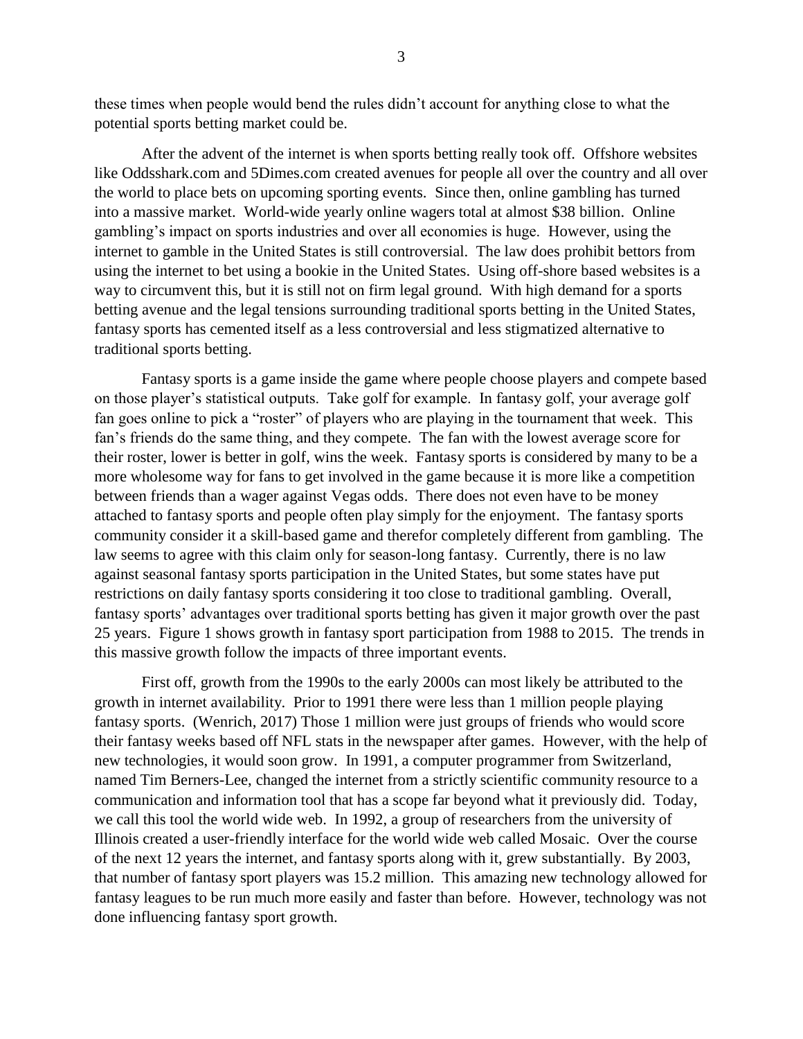these times when people would bend the rules didn't account for anything close to what the potential sports betting market could be.

After the advent of the internet is when sports betting really took off. Offshore websites like Oddsshark.com and 5Dimes.com created avenues for people all over the country and all over the world to place bets on upcoming sporting events. Since then, online gambling has turned into a massive market. World-wide yearly online wagers total at almost $38 billion. Online gambling's impact on sports industries and over all economies is huge. However, using the internet to gamble in the United States is still controversial. The law does prohibit bettors from using the internet to bet using a bookie in the United States. Using off-shore based websites is a way to circumvent this, but it is still not on firm legal ground. With high demand for a sports betting avenue and the legal tensions surrounding traditional sports betting in the United States, fantasy sports has cemented itself as a less controversial and less stigmatized alternative to traditional sports betting.

Fantasy sports is a game inside the game where people choose players and compete based on those player's statistical outputs. Take golf for example. In fantasy golf, your average golf fan goes online to pick a "roster" of players who are playing in the tournament that week. This fan's friends do the same thing, and they compete. The fan with the lowest average score for their roster, lower is better in golf, wins the week. Fantasy sports is considered by many to be a more wholesome way for fans to get involved in the game because it is more like a competition between friends than a wager against Vegas odds. There does not even have to be money attached to fantasy sports and people often play simply for the enjoyment. The fantasy sports community consider it a skill-based game and therefor completely different from gambling. The law seems to agree with this claim only for season-long fantasy. Currently, there is no law against seasonal fantasy sports participation in the United States, but some states have put restrictions on daily fantasy sports considering it too close to traditional gambling. Overall, fantasy sports' advantages over traditional sports betting has given it major growth over the past 25 years. Figure 1 shows growth in fantasy sport participation from 1988 to 2015. The trends in this massive growth follow the impacts of three important events.

First off, growth from the 1990s to the early 2000s can most likely be attributed to the growth in internet availability. Prior to 1991 there were less than 1 million people playing fantasy sports. (Wenrich, 2017) Those 1 million were just groups of friends who would score their fantasy weeks based off NFL stats in the newspaper after games. However, with the help of new technologies, it would soon grow. In 1991, a computer programmer from Switzerland, named Tim Berners-Lee, changed the internet from a strictly scientific community resource to a communication and information tool that has a scope far beyond what it previously did. Today, we call this tool the world wide web. In 1992, a group of researchers from the university of Illinois created a user-friendly interface for the world wide web called Mosaic. Over the course of the next 12 years the internet, and fantasy sports along with it, grew substantially. By 2003, that number of fantasy sport players was 15.2 million. This amazing new technology allowed for fantasy leagues to be run much more easily and faster than before. However, technology was not done influencing fantasy sport growth.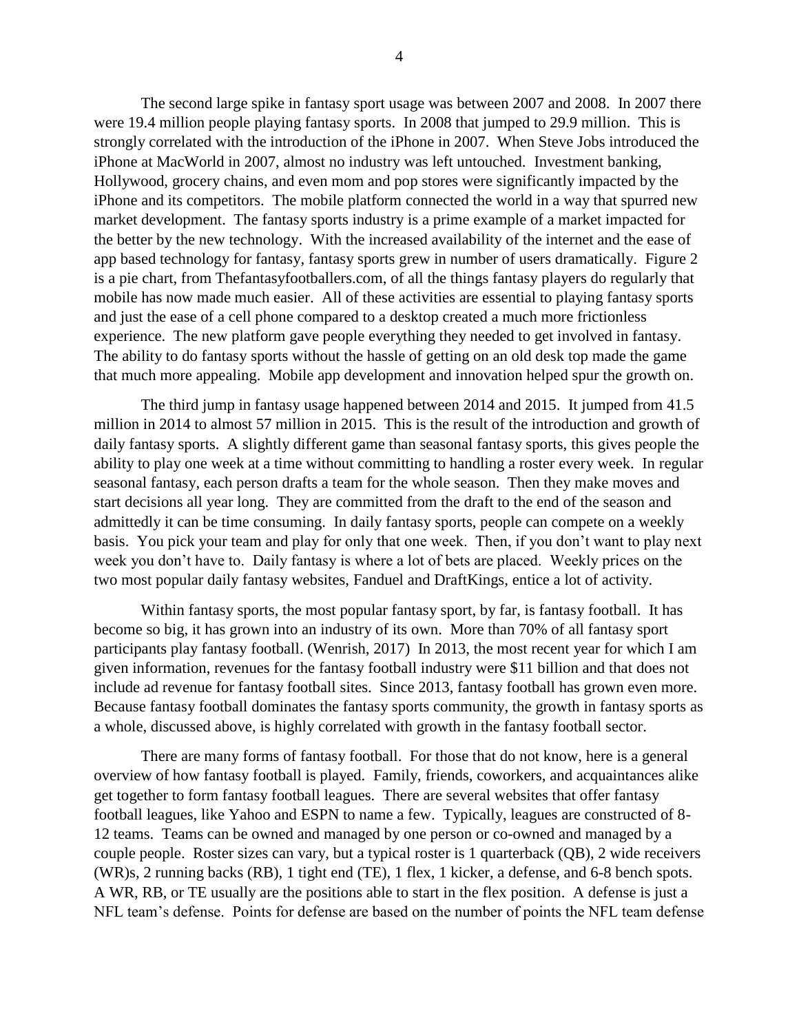The second large spike in fantasy sport usage was between 2007 and 2008. In 2007 there were 19.4 million people playing fantasy sports. In 2008 that jumped to 29.9 million. This is strongly correlated with the introduction of the iPhone in 2007. When Steve Jobs introduced the iPhone at MacWorld in 2007, almost no industry was left untouched. Investment banking, Hollywood, grocery chains, and even mom and pop stores were significantly impacted by the iPhone and its competitors. The mobile platform connected the world in a way that spurred new market development. The fantasy sports industry is a prime example of a market impacted for the better by the new technology. With the increased availability of the internet and the ease of app based technology for fantasy, fantasy sports grew in number of users dramatically. Figure 2 is a pie chart, from Thefantasyfootballers.com, of all the things fantasy players do regularly that mobile has now made much easier. All of these activities are essential to playing fantasy sports and just the ease of a cell phone compared to a desktop created a much more frictionless experience. The new platform gave people everything they needed to get involved in fantasy. The ability to do fantasy sports without the hassle of getting on an old desk top made the game that much more appealing. Mobile app development and innovation helped spur the growth on.

The third jump in fantasy usage happened between 2014 and 2015. It jumped from 41.5 million in 2014 to almost 57 million in 2015. This is the result of the introduction and growth of daily fantasy sports. A slightly different game than seasonal fantasy sports, this gives people the ability to play one week at a time without committing to handling a roster every week. In regular seasonal fantasy, each person drafts a team for the whole season. Then they make moves and start decisions all year long. They are committed from the draft to the end of the season and admittedly it can be time consuming. In daily fantasy sports, people can compete on a weekly basis. You pick your team and play for only that one week. Then, if you don't want to play next week you don't have to. Daily fantasy is where a lot of bets are placed. Weekly prices on the two most popular daily fantasy websites, Fanduel and DraftKings, entice a lot of activity.

Within fantasy sports, the most popular fantasy sport, by far, is fantasy football. It has become so big, it has grown into an industry of its own. More than 70% of all fantasy sport participants play fantasy football. (Wenrish, 2017) In 2013, the most recent year for which I am given information, revenues for the fantasy football industry were $11 billion and that does not include ad revenue for fantasy football sites. Since 2013, fantasy football has grown even more. Because fantasy football dominates the fantasy sports community, the growth in fantasy sports as a whole, discussed above, is highly correlated with growth in the fantasy football sector.

There are many forms of fantasy football. For those that do not know, here is a general overview of how fantasy football is played. Family, friends, coworkers, and acquaintances alike get together to form fantasy football leagues. There are several websites that offer fantasy football leagues, like Yahoo and ESPN to name a few. Typically, leagues are constructed of 8-12 teams. Teams can be owned and managed by one person or co-owned and managed by a couple people. Roster sizes can vary, but a typical roster is 1 quarterback (QB), 2 wide receivers (WR)s, 2 running backs (RB), 1 tight end (TE), 1 flex, 1 kicker, a defense, and 6-8 bench spots. A WR, RB, or TE usually are the positions able to start in the flex position. A defense is just a NFL team's defense. Points for defense are based on the number of points the NFL team defense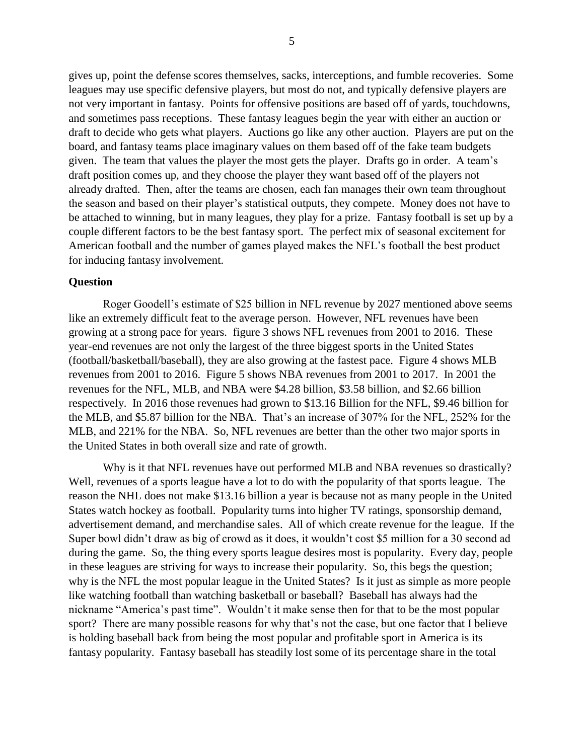gives up, point the defense scores themselves, sacks, interceptions, and fumble recoveries. Some leagues may use specific defensive players, but most do not, and typically defensive players are not very important in fantasy. Points for offensive positions are based off of yards, touchdowns, and sometimes pass receptions. These fantasy leagues begin the year with either an auction or draft to decide who gets what players. Auctions go like any other auction. Players are put on the board, and fantasy teams place imaginary values on them based off of the fake team budgets given. The team that values the player the most gets the player. Drafts go in order. A team's draft position comes up, and they choose the player they want based off of the players not already drafted. Then, after the teams are chosen, each fan manages their own team throughout the season and based on their player's statistical outputs, they compete. Money does not have to be attached to winning, but in many leagues, they play for a prize. Fantasy football is set up by a couple different factors to be the best fantasy sport. The perfect mix of seasonal excitement for American football and the number of games played makes the NFL's football the best product for inducing fantasy involvement.

### Question

Roger Goodell's estimate of $25 billion in NFL revenue by 2027 mentioned above seems like an extremely difficult feat to the average person. However, NFL revenues have been growing at a strong pace for years. figure 3 shows NFL revenues from 2001 to 2016. These year-end revenues are not only the largest of the three biggest sports in the United States (football/basketball/baseball), they are also growing at the fastest pace. Figure 4 shows MLB revenues from 2001 to 2016. Figure 5 shows NBA revenues from 2001 to 2017. In 2001 the revenues for the NFL, MLB, and NBA were $4.28 billion, $3.58 billion, and $2.66 billion respectively. In 2016 those revenues had grown to $13.16 Billion for the NFL, $9.46 billion for the MLB, and $5.87 billion for the NBA. That's an increase of 307% for the NFL, 252% for the MLB, and 221% for the NBA. So, NFL revenues are better than the other two major sports in the United States in both overall size and rate of growth.

Why is it that NFL revenues have out performed MLB and NBA revenues so drastically? Well, revenues of a sports league have a lot to do with the popularity of that sports league. The reason the NHL does not make $13.16 billion a year is because not as many people in the United States watch hockey as football. Popularity turns into higher TV ratings, sponsorship demand, advertisement demand, and merchandise sales. All of which create revenue for the league. If the Super bowl didn't draw as big of crowd as it does, it wouldn't cost $5 million for a 30 second ad during the game. So, the thing every sports league desires most is popularity. Every day, people in these leagues are striving for ways to increase their popularity. So, this begs the question; why is the NFL the most popular league in the United States? Is it just as simple as more people like watching football than watching basketball or baseball? Baseball has always had the nickname "America's past time". Wouldn't it make sense then for that to be the most popular sport? There are many possible reasons for why that's not the case, but one factor that I believe is holding baseball back from being the most popular and profitable sport in America is its fantasy popularity. Fantasy baseball has steadily lost some of its percentage share in the total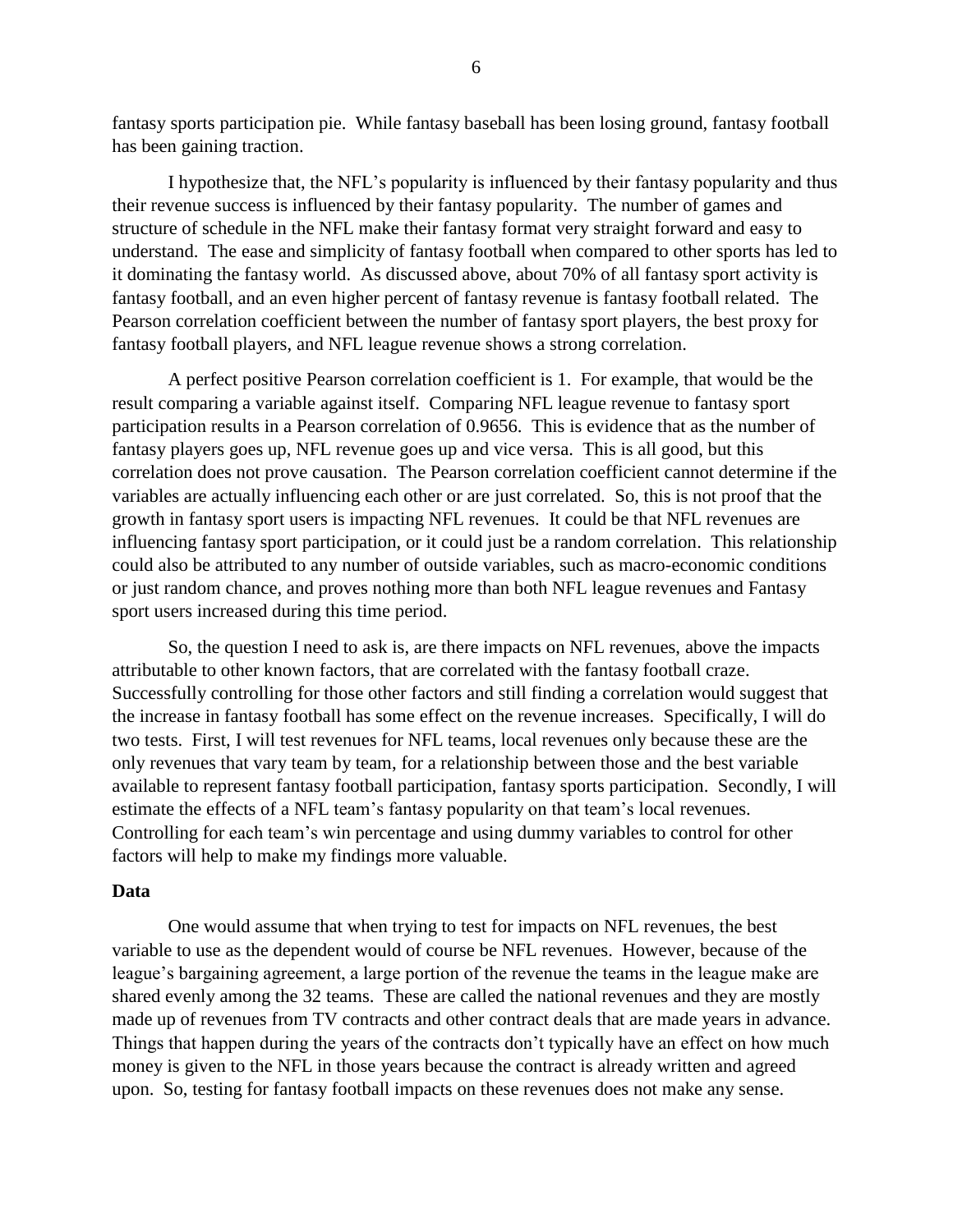fantasy sports participation pie. While fantasy baseball has been losing ground, fantasy football has been gaining traction.

I hypothesize that, the NFL's popularity is influenced by their fantasy popularity and thus their revenue success is influenced by their fantasy popularity. The number of games and structure of schedule in the NFL make their fantasy format very straight forward and easy to understand. The ease and simplicity of fantasy football when compared to other sports has led to it dominating the fantasy world. As discussed above, about 70% of all fantasy sport activity is fantasy football, and an even higher percent of fantasy revenue is fantasy football related. The Pearson correlation coefficient between the number of fantasy sport players, the best proxy for fantasy football players, and NFL league revenue shows a strong correlation.

A perfect positive Pearson correlation coefficient is 1. For example, that would be the result comparing a variable against itself. Comparing NFL league revenue to fantasy sport participation results in a Pearson correlation of 0.9656. This is evidence that as the number of fantasy players goes up, NFL revenue goes up and vice versa. This is all good, but this correlation does not prove causation. The Pearson correlation coefficient cannot determine if the variables are actually influencing each other or are just correlated. So, this is not proof that the growth in fantasy sport users is impacting NFL revenues. It could be that NFL revenues are influencing fantasy sport participation, or it could just be a random correlation. This relationship could also be attributed to any number of outside variables, such as macro-economic conditions or just random chance, and proves nothing more than both NFL league revenues and Fantasy sport users increased during this time period.

So, the question I need to ask is, are there impacts on NFL revenues, above the impacts attributable to other known factors, that are correlated with the fantasy football craze. Successfully controlling for those other factors and still finding a correlation would suggest that the increase in fantasy football has some effect on the revenue increases. Specifically, I will do two tests. First, I will test revenues for NFL teams, local revenues only because these are the only revenues that vary team by team, for a relationship between those and the best variable available to represent fantasy football participation, fantasy sports participation. Secondly, I will estimate the effects of a NFL team's fantasy popularity on that team's local revenues. Controlling for each team's win percentage and using dummy variables to control for other factors will help to make my findings more valuable.

**Data**

One would assume that when trying to test for impacts on NFL revenues, the best variable to use as the dependent would of course be NFL revenues. However, because of the league's bargaining agreement, a large portion of the revenue the teams in the league make are shared evenly among the 32 teams. These are called the national revenues and they are mostly made up of revenues from TV contracts and other contract deals that are made years in advance. Things that happen during the years of the contracts don't typically have an effect on how much money is given to the NFL in those years because the contract is already written and agreed upon. So, testing for fantasy football impacts on these revenues does not make any sense.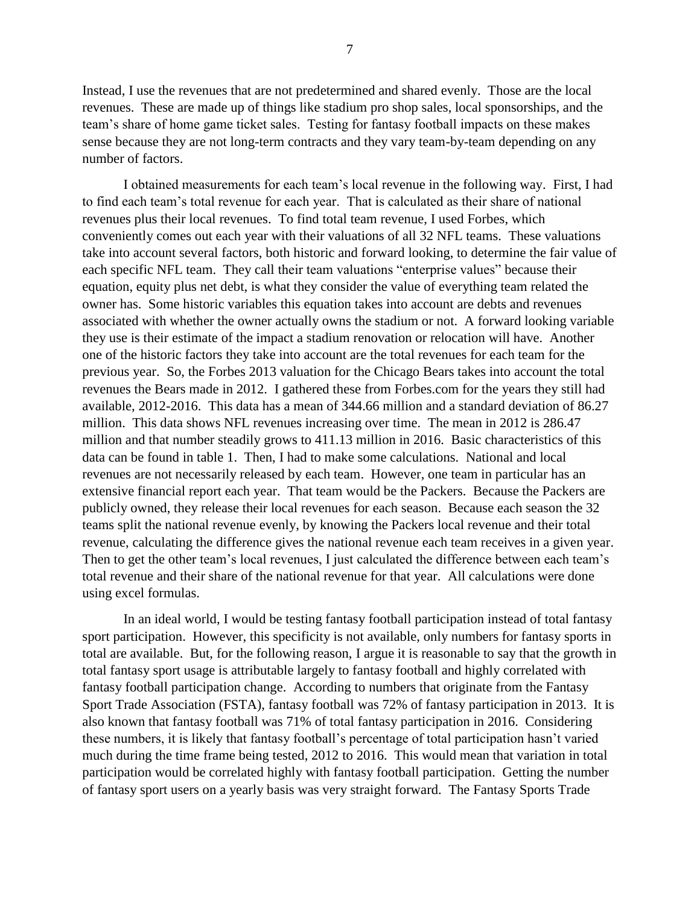Instead, I use the revenues that are not predetermined and shared evenly. Those are the local revenues. These are made up of things like stadium pro shop sales, local sponsorships, and the team's share of home game ticket sales. Testing for fantasy football impacts on these makes sense because they are not long-term contracts and they vary team-by-team depending on any number of factors.

I obtained measurements for each team's local revenue in the following way. First, I had to find each team's total revenue for each year. That is calculated as their share of national revenues plus their local revenues. To find total team revenue, I used Forbes, which conveniently comes out each year with their valuations of all 32 NFL teams. These valuations take into account several factors, both historic and forward looking, to determine the fair value of each specific NFL team. They call their team valuations "enterprise values" because their equation, equity plus net debt, is what they consider the value of everything team related the owner has. Some historic variables this equation takes into account are debts and revenues associated with whether the owner actually owns the stadium or not. A forward looking variable they use is their estimate of the impact a stadium renovation or relocation will have. Another one of the historic factors they take into account are the total revenues for each team for the previous year. So, the Forbes 2013 valuation for the Chicago Bears takes into account the total revenues the Bears made in 2012. I gathered these from Forbes.com for the years they still had available, 2012-2016. This data has a mean of 344.66 million and a standard deviation of 86.27 million. This data shows NFL revenues increasing over time. The mean in 2012 is 286.47 million and that number steadily grows to 411.13 million in 2016. Basic characteristics of this data can be found in table 1. Then, I had to make some calculations. National and local revenues are not necessarily released by each team. However, one team in particular has an extensive financial report each year. That team would be the Packers. Because the Packers are publicly owned, they release their local revenues for each season. Because each season the 32 teams split the national revenue evenly, by knowing the Packers local revenue and their total revenue, calculating the difference gives the national revenue each team receives in a given year. Then to get the other team's local revenues, I just calculated the difference between each team's total revenue and their share of the national revenue for that year. All calculations were done using excel formulas.

In an ideal world, I would be testing fantasy football participation instead of total fantasy sport participation. However, this specificity is not available, only numbers for fantasy sports in total are available. But, for the following reason, I argue it is reasonable to say that the growth in total fantasy sport usage is attributable largely to fantasy football and highly correlated with fantasy football participation change. According to numbers that originate from the Fantasy Sport Trade Association (FSTA), fantasy football was 72% of fantasy participation in 2013. It is also known that fantasy football was 71% of total fantasy participation in 2016. Considering these numbers, it is likely that fantasy football's percentage of total participation hasn't varied much during the time frame being tested, 2012 to 2016. This would mean that variation in total participation would be correlated highly with fantasy football participation. Getting the number of fantasy sport users on a yearly basis was very straight forward. The Fantasy Sports Trade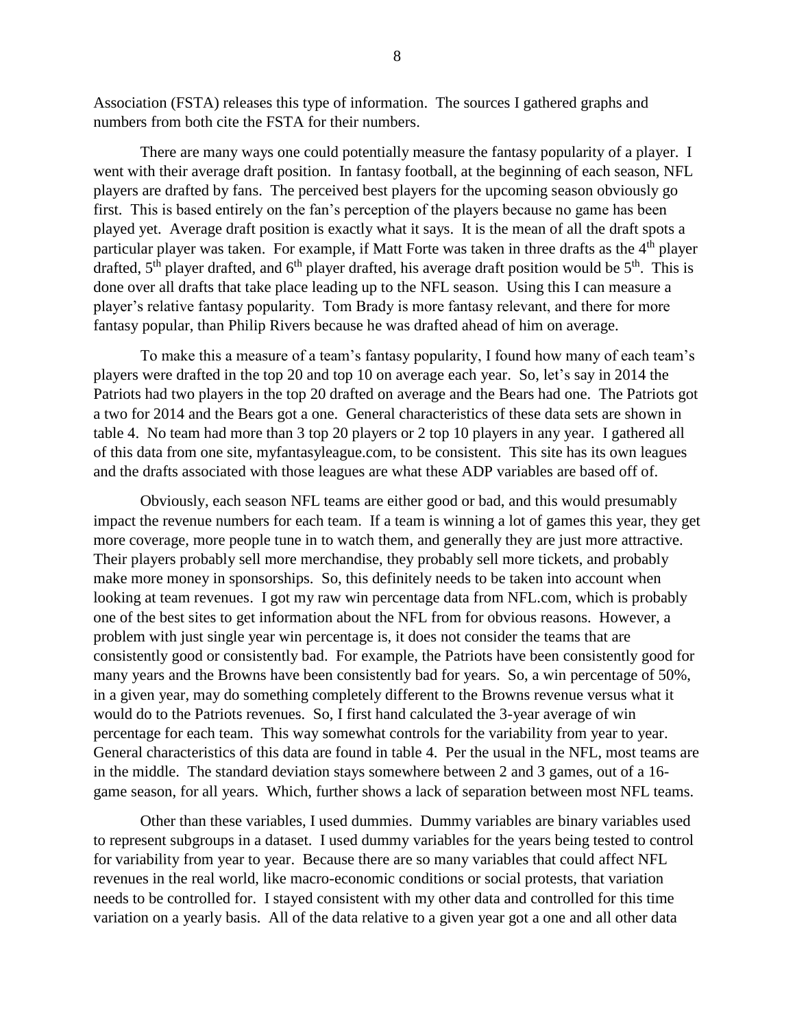Association (FSTA) releases this type of information. The sources I gathered graphs and numbers from both cite the FSTA for their numbers.

There are many ways one could potentially measure the fantasy popularity of a player. I went with their average draft position. In fantasy football, at the beginning of each season, NFL players are drafted by fans. The perceived best players for the upcoming season obviously go first. This is based entirely on the fan's perception of the players because no game has been played yet. Average draft position is exactly what it says. It is the mean of all the draft spots a particular player was taken. For example, if Matt Forte was taken in three drafts as the 4th player drafted, 5th player drafted, and 6th player drafted, his average draft position would be 5th. This is done over all drafts that take place leading up to the NFL season. Using this I can measure a player's relative fantasy popularity. Tom Brady is more fantasy relevant, and there for more fantasy popular, than Philip Rivers because he was drafted ahead of him on average.

To make this a measure of a team's fantasy popularity, I found how many of each team's players were drafted in the top 20 and top 10 on average each year. So, let's say in 2014 the Patriots had two players in the top 20 drafted on average and the Bears had one. The Patriots got a two for 2014 and the Bears got a one. General characteristics of these data sets are shown in table 4. No team had more than 3 top 20 players or 2 top 10 players in any year. I gathered all of this data from one site, myfantasyleague.com, to be consistent. This site has its own leagues and the drafts associated with those leagues are what these ADP variables are based off of.

Obviously, each season NFL teams are either good or bad, and this would presumably impact the revenue numbers for each team. If a team is winning a lot of games this year, they get more coverage, more people tune in to watch them, and generally they are just more attractive. Their players probably sell more merchandise, they probably sell more tickets, and probably make more money in sponsorships. So, this definitely needs to be taken into account when looking at team revenues. I got my raw win percentage data from NFL.com, which is probably one of the best sites to get information about the NFL from for obvious reasons. However, a problem with just single year win percentage is, it does not consider the teams that are consistently good or consistently bad. For example, the Patriots have been consistently good for many years and the Browns have been consistently bad for years. So, a win percentage of 50%, in a given year, may do something completely different to the Browns revenue versus what it would do to the Patriots revenues. So, I first hand calculated the 3-year average of win percentage for each team. This way somewhat controls for the variability from year to year. General characteristics of this data are found in table 4. Per the usual in the NFL, most teams are in the middle. The standard deviation stays somewhere between 2 and 3 games, out of a 16-game season, for all years. Which, further shows a lack of separation between most NFL teams.

Other than these variables, I used dummies. Dummy variables are binary variables used to represent subgroups in a dataset. I used dummy variables for the years being tested to control for variability from year to year. Because there are so many variables that could affect NFL revenues in the real world, like macro-economic conditions or social protests, that variation needs to be controlled for. I stayed consistent with my other data and controlled for this time variation on a yearly basis. All of the data relative to a given year got a one and all other data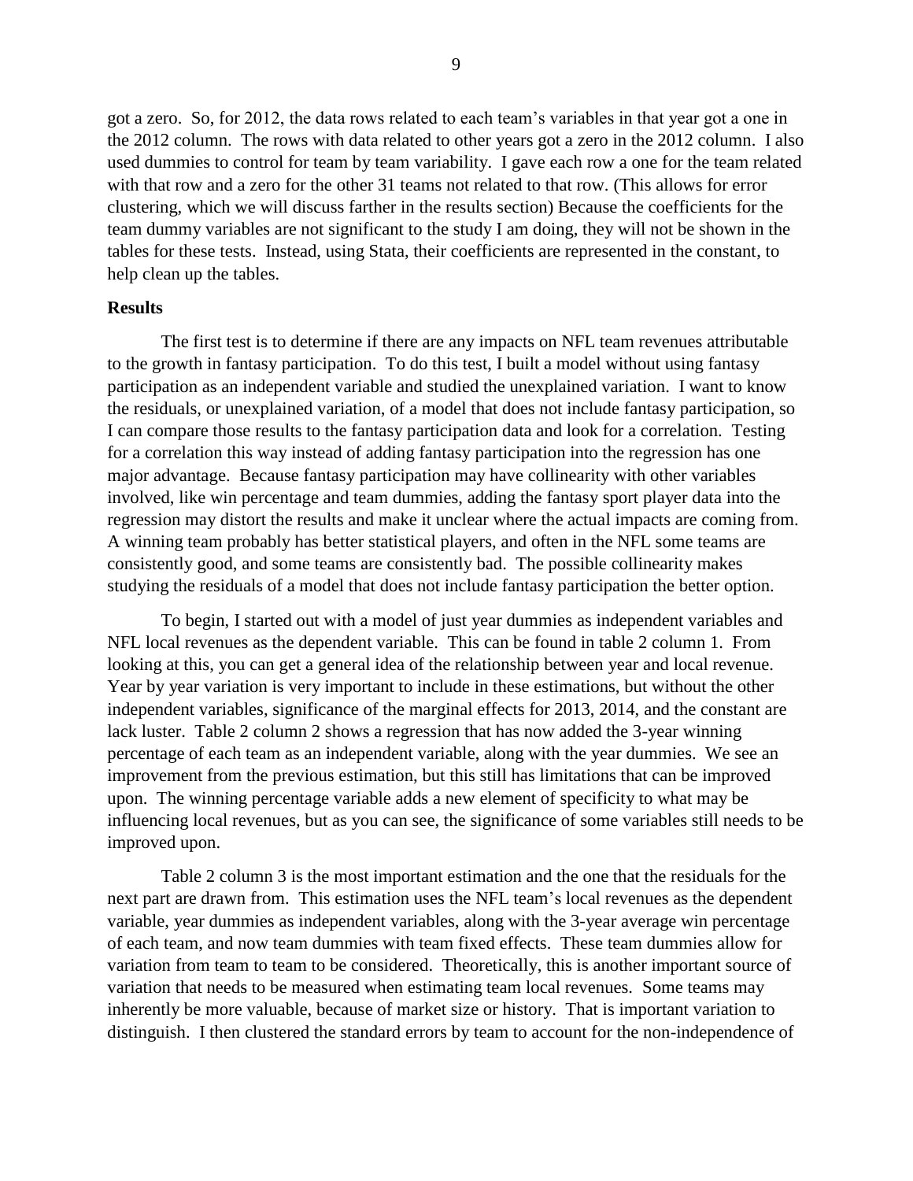got a zero. So, for 2012, the data rows related to each team's variables in that year got a one in the 2012 column. The rows with data related to other years got a zero in the 2012 column. I also used dummies to control for team by team variability. I gave each row a one for the team related with that row and a zero for the other 31 teams not related to that row. (This allows for error clustering, which we will discuss farther in the results section) Because the coefficients for the team dummy variables are not significant to the study I am doing, they will not be shown in the tables for these tests. Instead, using Stata, their coefficients are represented in the constant, to help clean up the tables.

**Results**

The first test is to determine if there are any impacts on NFL team revenues attributable to the growth in fantasy participation. To do this test, I built a model without using fantasy participation as an independent variable and studied the unexplained variation. I want to know the residuals, or unexplained variation, of a model that does not include fantasy participation, so I can compare those results to the fantasy participation data and look for a correlation. Testing for a correlation this way instead of adding fantasy participation into the regression has one major advantage. Because fantasy participation may have collinearity with other variables involved, like win percentage and team dummies, adding the fantasy sport player data into the regression may distort the results and make it unclear where the actual impacts are coming from. A winning team probably has better statistical players, and often in the NFL some teams are consistently good, and some teams are consistently bad. The possible collinearity makes studying the residuals of a model that does not include fantasy participation the better option.

To begin, I started out with a model of just year dummies as independent variables and NFL local revenues as the dependent variable. This can be found in table 2 column 1. From looking at this, you can get a general idea of the relationship between year and local revenue. Year by year variation is very important to include in these estimations, but without the other independent variables, significance of the marginal effects for 2013, 2014, and the constant are lack luster. Table 2 column 2 shows a regression that has now added the 3-year winning percentage of each team as an independent variable, along with the year dummies. We see an improvement from the previous estimation, but this still has limitations that can be improved upon. The winning percentage variable adds a new element of specificity to what may be influencing local revenues, but as you can see, the significance of some variables still needs to be improved upon.

Table 2 column 3 is the most important estimation and the one that the residuals for the next part are drawn from. This estimation uses the NFL team's local revenues as the dependent variable, year dummies as independent variables, along with the 3-year average win percentage of each team, and now team dummies with team fixed effects. These team dummies allow for variation from team to team to be considered. Theoretically, this is another important source of variation that needs to be measured when estimating team local revenues. Some teams may inherently be more valuable, because of market size or history. That is important variation to distinguish. I then clustered the standard errors by team to account for the non-independence of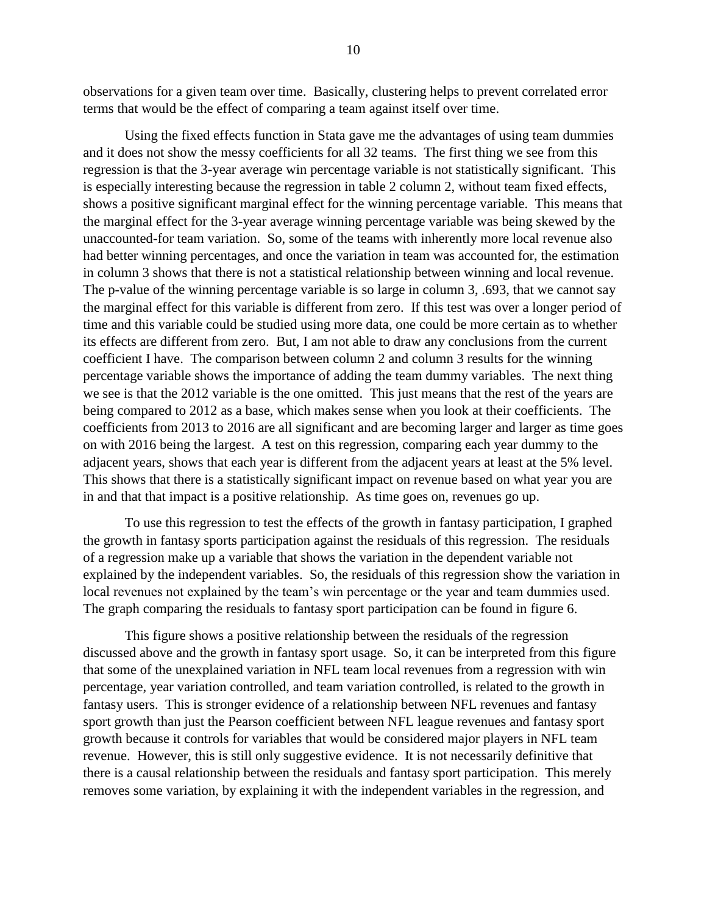observations for a given team over time. Basically, clustering helps to prevent correlated error terms that would be the effect of comparing a team against itself over time.

Using the fixed effects function in Stata gave me the advantages of using team dummies and it does not show the messy coefficients for all 32 teams. The first thing we see from this regression is that the 3-year average win percentage variable is not statistically significant. This is especially interesting because the regression in table 2 column 2, without team fixed effects, shows a positive significant marginal effect for the winning percentage variable. This means that the marginal effect for the 3-year average winning percentage variable was being skewed by the unaccounted-for team variation. So, some of the teams with inherently more local revenue also had better winning percentages, and once the variation in team was accounted for, the estimation in column 3 shows that there is not a statistical relationship between winning and local revenue. The p-value of the winning percentage variable is so large in column 3, .693, that we cannot say the marginal effect for this variable is different from zero. If this test was over a longer period of time and this variable could be studied using more data, one could be more certain as to whether its effects are different from zero. But, I am not able to draw any conclusions from the current coefficient I have. The comparison between column 2 and column 3 results for the winning percentage variable shows the importance of adding the team dummy variables. The next thing we see is that the 2012 variable is the one omitted. This just means that the rest of the years are being compared to 2012 as a base, which makes sense when you look at their coefficients. The coefficients from 2013 to 2016 are all significant and are becoming larger and larger as time goes on with 2016 being the largest. A test on this regression, comparing each year dummy to the adjacent years, shows that each year is different from the adjacent years at least at the 5% level. This shows that there is a statistically significant impact on revenue based on what year you are in and that that impact is a positive relationship. As time goes on, revenues go up.

To use this regression to test the effects of the growth in fantasy participation, I graphed the growth in fantasy sports participation against the residuals of this regression. The residuals of a regression make up a variable that shows the variation in the dependent variable not explained by the independent variables. So, the residuals of this regression show the variation in local revenues not explained by the team's win percentage or the year and team dummies used. The graph comparing the residuals to fantasy sport participation can be found in figure 6.

This figure shows a positive relationship between the residuals of the regression discussed above and the growth in fantasy sport usage. So, it can be interpreted from this figure that some of the unexplained variation in NFL team local revenues from a regression with win percentage, year variation controlled, and team variation controlled, is related to the growth in fantasy users. This is stronger evidence of a relationship between NFL revenues and fantasy sport growth than just the Pearson coefficient between NFL league revenues and fantasy sport growth because it controls for variables that would be considered major players in NFL team revenue. However, this is still only suggestive evidence. It is not necessarily definitive that there is a causal relationship between the residuals and fantasy sport participation. This merely removes some variation, by explaining it with the independent variables in the regression, and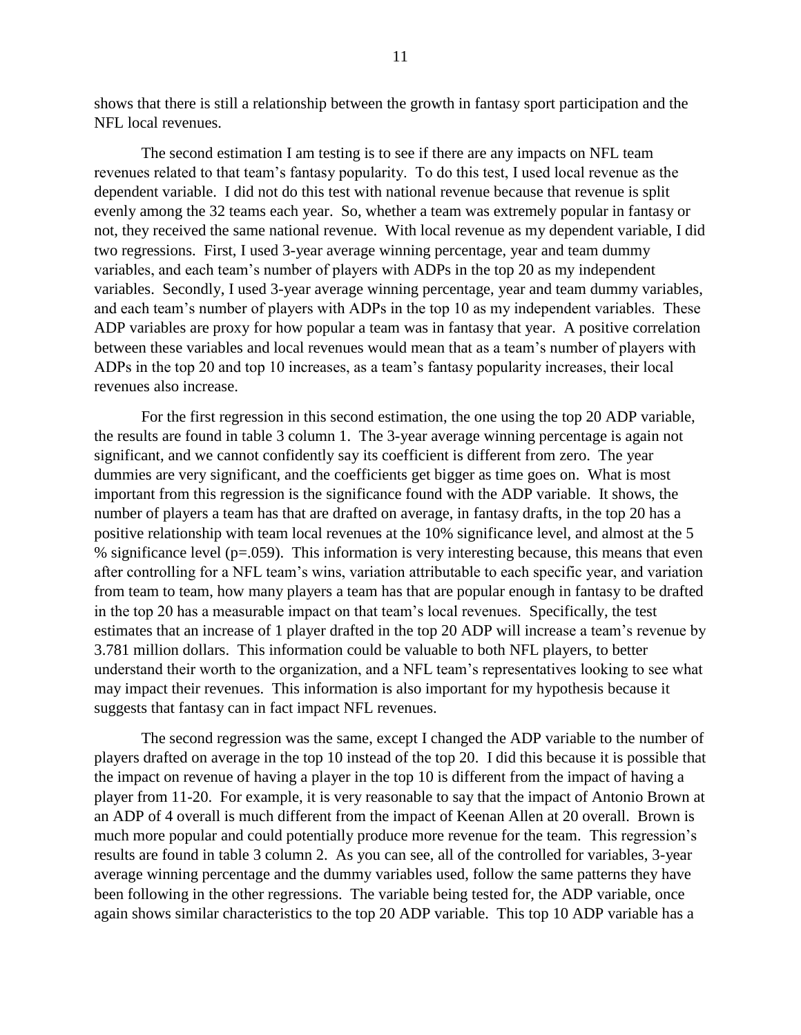shows that there is still a relationship between the growth in fantasy sport participation and the NFL local revenues.

The second estimation I am testing is to see if there are any impacts on NFL team revenues related to that team's fantasy popularity. To do this test, I used local revenue as the dependent variable. I did not do this test with national revenue because that revenue is split evenly among the 32 teams each year. So, whether a team was extremely popular in fantasy or not, they received the same national revenue. With local revenue as my dependent variable, I did two regressions. First, I used 3-year average winning percentage, year and team dummy variables, and each team's number of players with ADPs in the top 20 as my independent variables. Secondly, I used 3-year average winning percentage, year and team dummy variables, and each team's number of players with ADPs in the top 10 as my independent variables. These ADP variables are proxy for how popular a team was in fantasy that year. A positive correlation between these variables and local revenues would mean that as a team's number of players with ADPs in the top 20 and top 10 increases, as a team's fantasy popularity increases, their local revenues also increase.

For the first regression in this second estimation, the one using the top 20 ADP variable, the results are found in table 3 column 1. The 3-year average winning percentage is again not significant, and we cannot confidently say its coefficient is different from zero. The year dummies are very significant, and the coefficients get bigger as time goes on. What is most important from this regression is the significance found with the ADP variable. It shows, the number of players a team has that are drafted on average, in fantasy drafts, in the top 20 has a positive relationship with team local revenues at the 10% significance level, and almost at the 5 % significance level ($p=.059$). This information is very interesting because, this means that even after controlling for a NFL team's wins, variation attributable to each specific year, and variation from team to team, how many players a team has that are popular enough in fantasy to be drafted in the top 20 has a measurable impact on that team's local revenues. Specifically, the test estimates that an increase of 1 player drafted in the top 20 ADP will increase a team's revenue by 3.781 million dollars. This information could be valuable to both NFL players, to better understand their worth to the organization, and a NFL team's representatives looking to see what may impact their revenues. This information is also important for my hypothesis because it suggests that fantasy can in fact impact NFL revenues.

The second regression was the same, except I changed the ADP variable to the number of players drafted on average in the top 10 instead of the top 20. I did this because it is possible that the impact on revenue of having a player in the top 10 is different from the impact of having a player from 11-20. For example, it is very reasonable to say that the impact of Antonio Brown at an ADP of 4 overall is much different from the impact of Keenan Allen at 20 overall. Brown is much more popular and could potentially produce more revenue for the team. This regression's results are found in table 3 column 2. As you can see, all of the controlled for variables, 3-year average winning percentage and the dummy variables used, follow the same patterns they have been following in the other regressions. The variable being tested for, the ADP variable, once again shows similar characteristics to the top 20 ADP variable. This top 10 ADP variable has a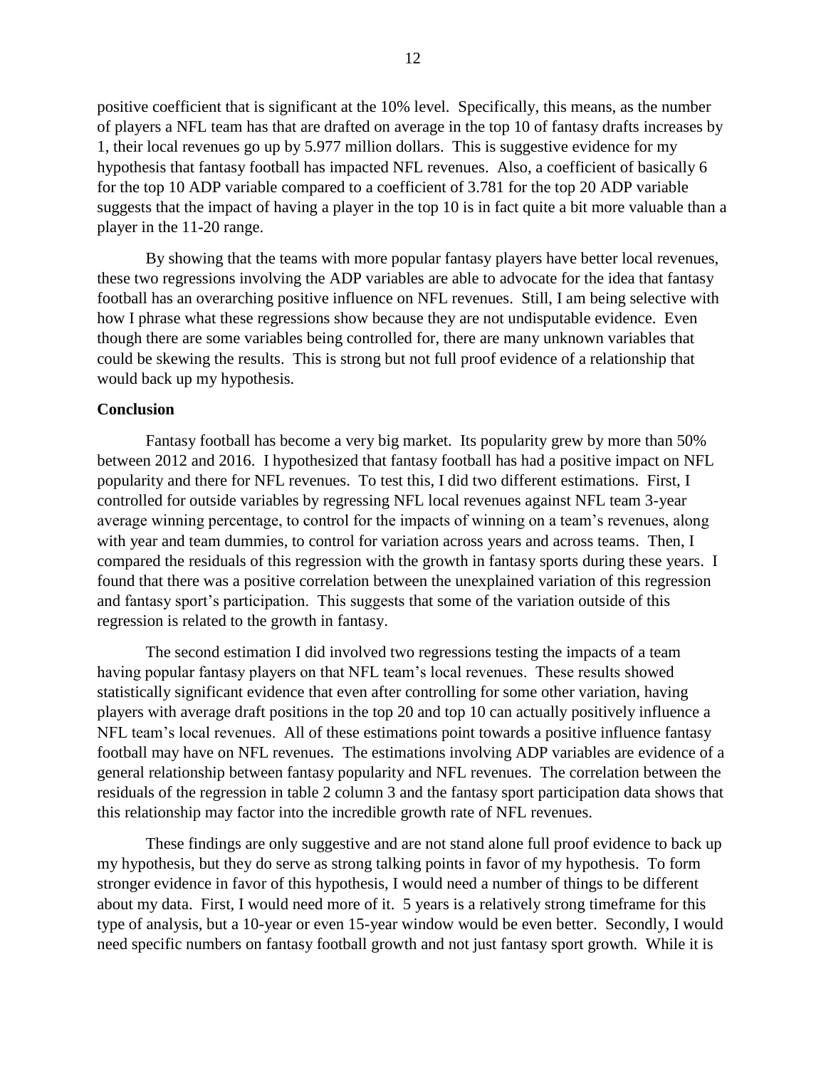positive coefficient that is significant at the 10% level. Specifically, this means, as the number of players a NFL team has that are drafted on average in the top 10 of fantasy drafts increases by 1, their local revenues go up by 5.977 million dollars. This is suggestive evidence for my hypothesis that fantasy football has impacted NFL revenues. Also, a coefficient of basically 6 for the top 10 ADP variable compared to a coefficient of 3.781 for the top 20 ADP variable suggests that the impact of having a player in the top 10 is in fact quite a bit more valuable than a player in the 11-20 range.

By showing that the teams with more popular fantasy players have better local revenues, these two regressions involving the ADP variables are able to advocate for the idea that fantasy football has an overarching positive influence on NFL revenues. Still, I am being selective with how I phrase what these regressions show because they are not undisputable evidence. Even though there are some variables being controlled for, there are many unknown variables that could be skewing the results. This is strong but not full proof evidence of a relationship that would back up my hypothesis.

**Conclusion**

Fantasy football has become a very big market. Its popularity grew by more than 50% between 2012 and 2016. I hypothesized that fantasy football has had a positive impact on NFL popularity and there for NFL revenues. To test this, I did two different estimations. First, I controlled for outside variables by regressing NFL local revenues against NFL team 3-year average winning percentage, to control for the impacts of winning on a team's revenues, along with year and team dummies, to control for variation across years and across teams. Then, I compared the residuals of this regression with the growth in fantasy sports during these years. I found that there was a positive correlation between the unexplained variation of this regression and fantasy sport's participation. This suggests that some of the variation outside of this regression is related to the growth in fantasy.

The second estimation I did involved two regressions testing the impacts of a team having popular fantasy players on that NFL team's local revenues. These results showed statistically significant evidence that even after controlling for some other variation, having players with average draft positions in the top 20 and top 10 can actually positively influence a NFL team's local revenues. All of these estimations point towards a positive influence fantasy football may have on NFL revenues. The estimations involving ADP variables are evidence of a general relationship between fantasy popularity and NFL revenues. The correlation between the residuals of the regression in table 2 column 3 and the fantasy sport participation data shows that this relationship may factor into the incredible growth rate of NFL revenues.

These findings are only suggestive and are not stand alone full proof evidence to back up my hypothesis, but they do serve as strong talking points in favor of my hypothesis. To form stronger evidence in favor of this hypothesis, I would need a number of things to be different about my data. First, I would need more of it. 5 years is a relatively strong timeframe for this type of analysis, but a 10-year or even 15-year window would be even better. Secondly, I would need specific numbers on fantasy football growth and not just fantasy sport growth. While it is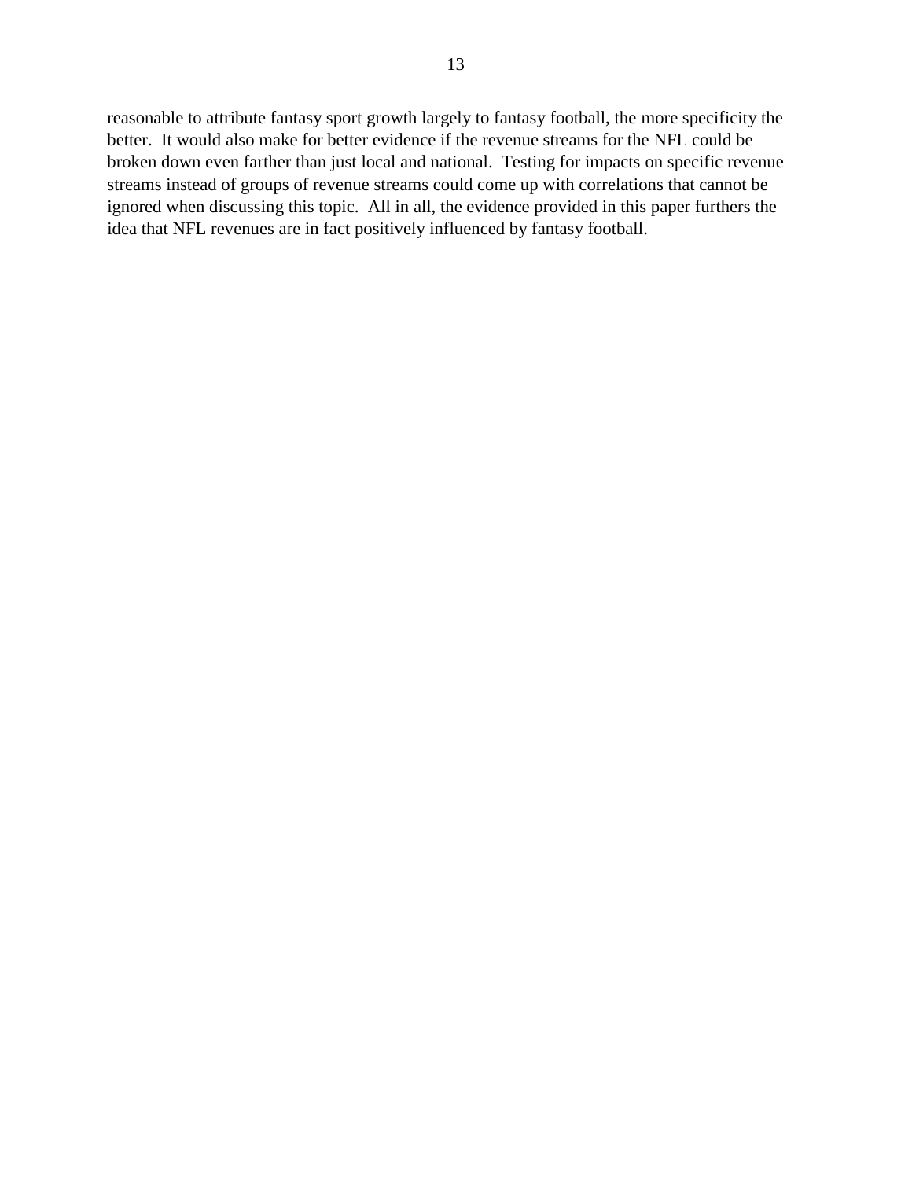reasonable to attribute fantasy sport growth largely to fantasy football, the more specificity the better. It would also make for better evidence if the revenue streams for the NFL could be broken down even farther than just local and national. Testing for impacts on specific revenue streams instead of groups of revenue streams could come up with correlations that cannot be ignored when discussing this topic. All in all, the evidence provided in this paper furthers the idea that NFL revenues are in fact positively influenced by fantasy football.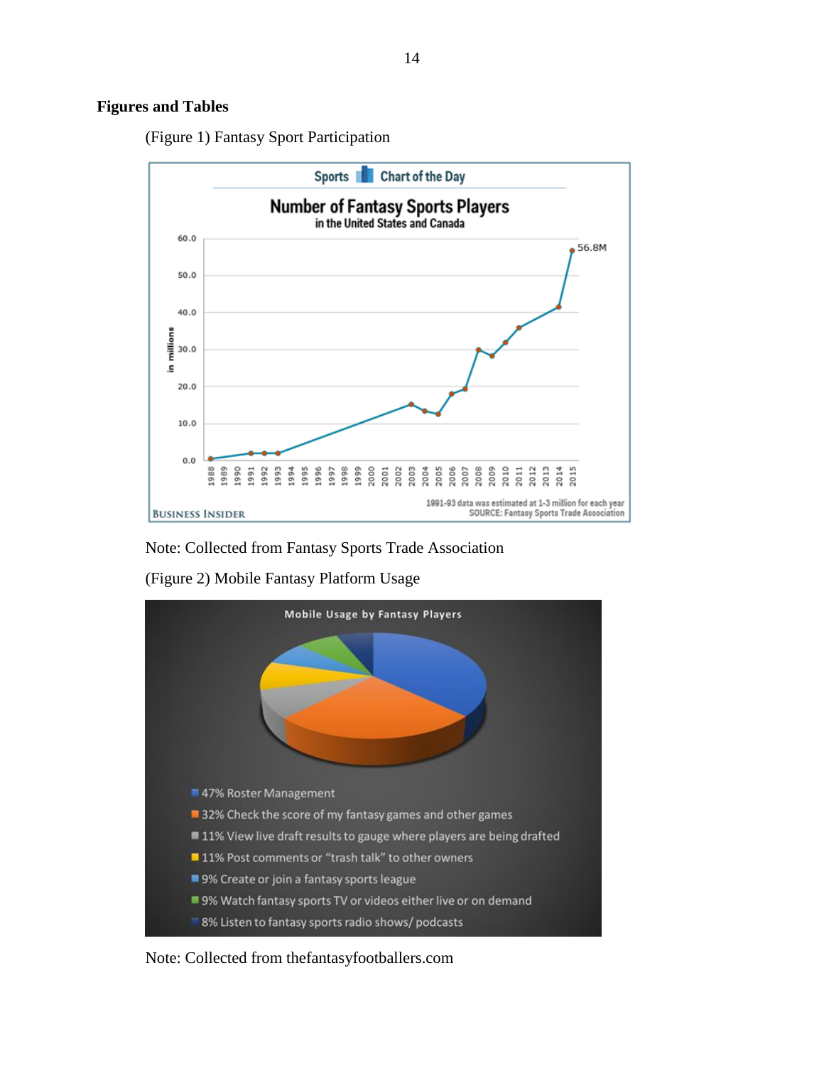**Figures and Tables**

(Figure 1) Fantasy Sport Participation

Note: Collected from Fantasy Sports Trade Association

(Figure 2) Mobile Fantasy Platform Usage

Note: Collected from thefantasyfootballers.com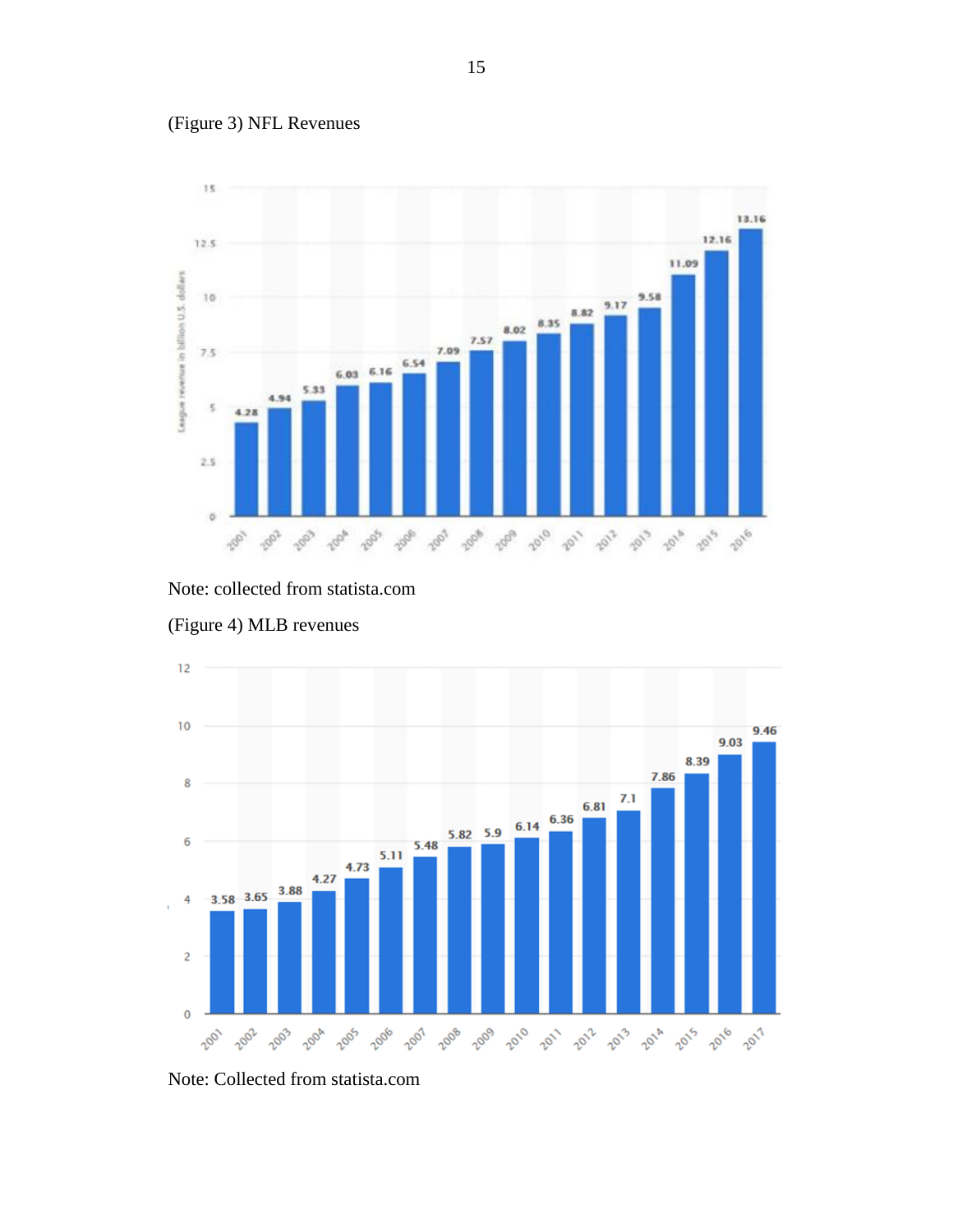(Figure 3) NFL Revenues

Note: collected from statista.com

(Figure 4) MLB revenues

Note: Collected from statista.com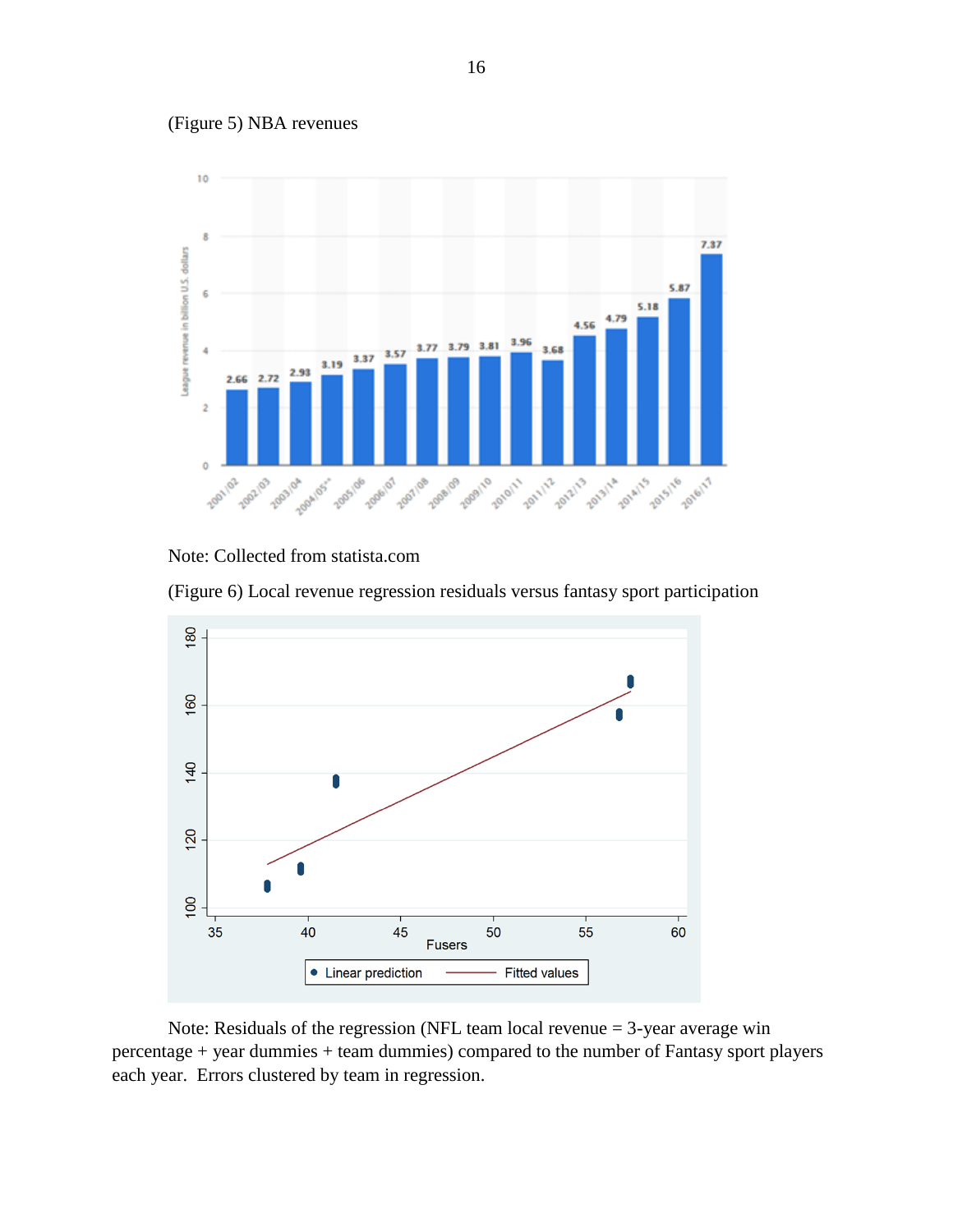(Figure 5) NBA revenues

Note: Collected from statista.com

(Figure 6) Local revenue regression residuals versus fantasy sport participation

Note: Residuals of the regression (NFL team local revenue = 3-year average win percentage + year dummies + team dummies) compared to the number of Fantasy sport players each year. Errors clustered by team in regression.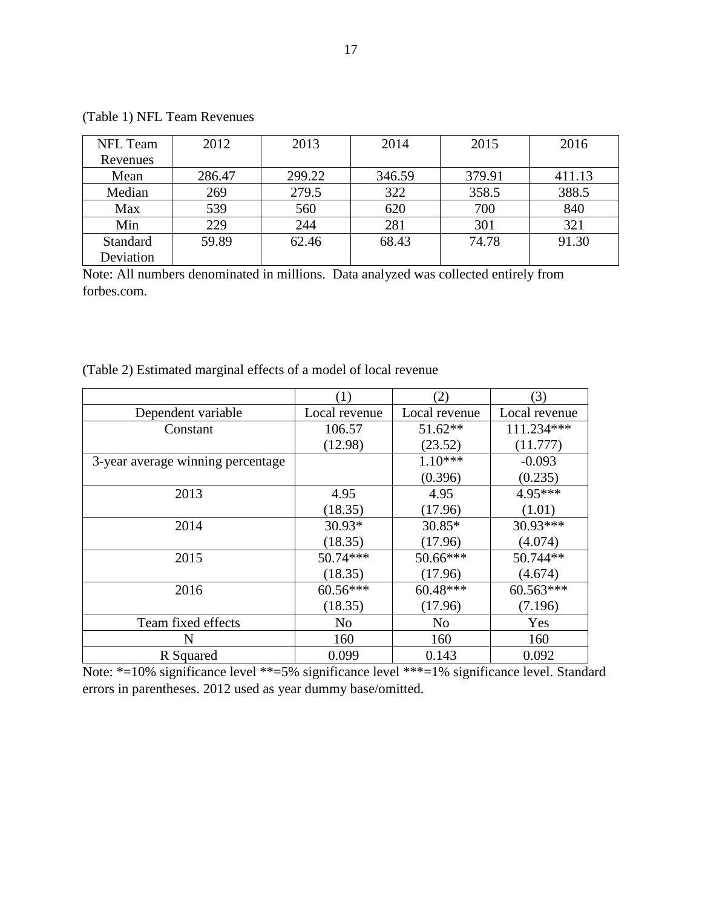(Table 1) NFL Team Revenues

| NFL Team Revenues | 2012 | 2013 | 2014 | 2015 | 2016 |
|---|---|---|---|---|---|
| Mean | 286.47 | 299.22 | 346.59 | 379.91 | 411.13 |
| Median | 269 | 279.5 | 322 | 358.5 | 388.5 |
| Max | 539 | 560 | 620 | 700 | 840 |
| Min | 229 | 244 | 281 | 301 | 321 |
| Standard Deviation | 59.89 | 62.46 | 68.43 | 74.78 | 91.30 |

Note: All numbers denominated in millions. Data analyzed was collected entirely from forbes.com.

(Table 2) Estimated marginal effects of a model of local revenue

| | (1) | (2) | (3) |
|---|---|---|---|
| Dependent variable | Local revenue | Local revenue | Local revenue |
| Constant | 106.57<br>(12.98) | 51.62**<br>(23.52) | 111.234***<br>(11.777) |
| 3-year average winning percentage | | 1.10***<br>(0.396) | -0.093<br>(0.235) |
| 2013 | 4.95<br>(18.35) | 4.95<br>(17.96) | 4.95***<br>(1.01) |
| 2014 | 30.93*<br>(18.35) | 30.85*<br>(17.96) | 30.93***<br>(4.074) |
| 2015 | 50.74***<br>(18.35) | 50.66***<br>(17.96) | 50.744**<br>(4.674) |
| 2016 | 60.56***<br>(18.35) | 60.48***<br>(17.96) | 60.563***<br>(7.196) |
| Team fixed effects | No | No | Yes |
| N | 160 | 160 | 160 |
| R Squared | 0.099 | 0.143 | 0.092 |

Note: *=10% significance level **=5% significance level ***=1% significance level. Standard errors in parentheses. 2012 used as year dummy base/omitted.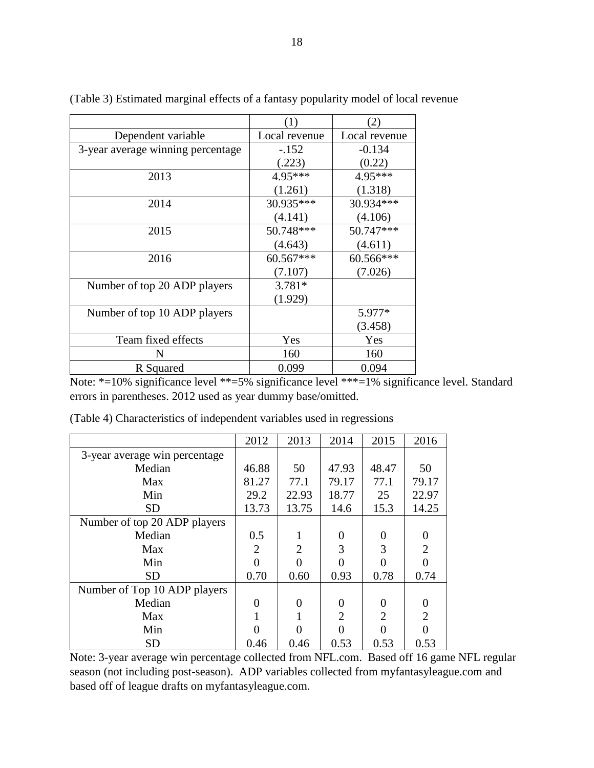(Table 3) Estimated marginal effects of a fantasy popularity model of local revenue

| | (1) | (2) |
|---|---|---|
| Dependent variable | Local revenue | Local revenue |
| 3-year average winning percentage | -.152<br>(.223) | -0.134<br>(0.22) |
| 2013 | 4.95***<br>(1.261) | 4.95***<br>(1.318) |
| 2014 | 30.935***<br>(4.141) | 30.934***<br>(4.106) |
| 2015 | 50.748***<br>(4.643) | 50.747***<br>(4.611) |
| 2016 | 60.567***<br>(7.107) | 60.566***<br>(7.026) |
| Number of top 20 ADP players | 3.781*<br>(1.929) | |
| Number of top 10 ADP players | | 5.977*<br>(3.458) |
| Team fixed effects | Yes | Yes |
| N | 160 | 160 |
| R Squared | 0.099 | 0.094 |

Note: *=10% significance level **=5% significance level ***=1% significance level. Standard errors in parentheses. 2012 used as year dummy base/omitted.

(Table 4) Characteristics of independent variables used in regressions

| | 2012 | 2013 | 2014 | 2015 | 2016 |
|---|---|---|---|---|---|
| 3-year average win percentage | | | | | |
| Median | 46.88 | 50 | 47.93 | 48.47 | 50 |
| Max | 81.27 | 77.1 | 79.17 | 77.1 | 79.17 |
| Min | 29.2 | 22.93 | 18.77 | 25 | 22.97 |
| SD | 13.73 | 13.75 | 14.6 | 15.3 | 14.25 |
| Number of top 20 ADP players | | | | | |
| Median | 0.5 | 1 | 0 | 0 | 0 |
| Max | 2 | 2 | 3 | 3 | 2 |
| Min | 0 | 0 | 0 | 0 | 0 |
| SD | 0.70 | 0.60 | 0.93 | 0.78 | 0.74 |
| Number of Top 10 ADP players | | | | | |
| Median | 0 | 0 | 0 | 0 | 0 |
| Max | 1 | 1 | 2 | 2 | 2 |
| Min | 0 | 0 | 0 | 0 | 0 |
| SD | 0.46 | 0.46 | 0.53 | 0.53 | 0.53 |

Note: 3-year average win percentage collected from NFL.com. Based off 16 game NFL regular season (not including post-season). ADP variables collected from myfantasyleague.com and based off of league drafts on myfantasyleague.com.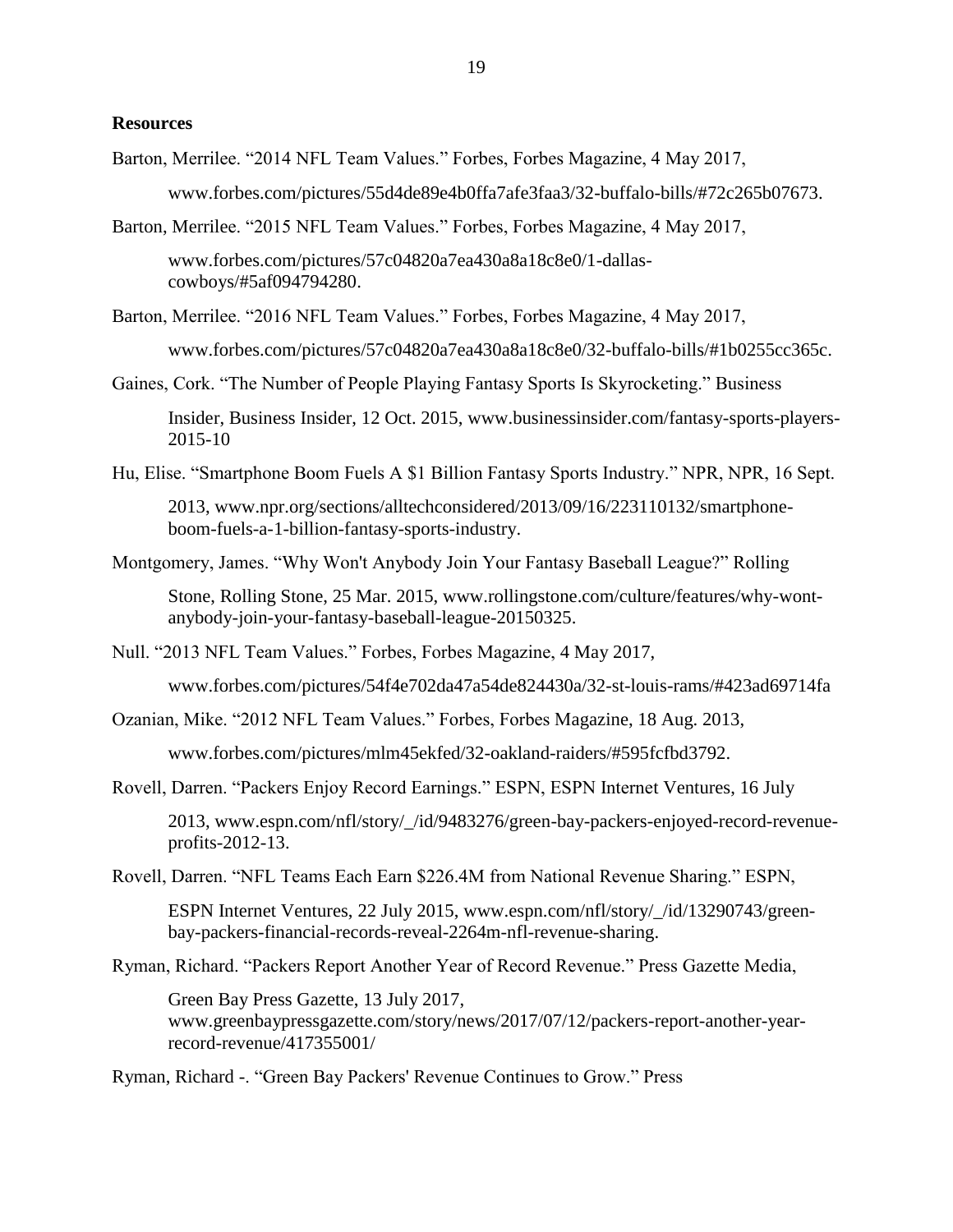**Resources**

Barton, Merrilee. "2014 NFL Team Values." Forbes, Forbes Magazine, 4 May 2017, www.forbes.com/pictures/55d4de89e4b0ffa7afe3faa3/32-buffalo-bills/#72c265b07673.

Barton, Merrilee. "2015 NFL Team Values." Forbes, Forbes Magazine, 4 May 2017, www.forbes.com/pictures/57c04820a7ea430a8a18c8e0/1-dallas-cowboys/#5af094794280.

Barton, Merrilee. "2016 NFL Team Values." Forbes, Forbes Magazine, 4 May 2017, www.forbes.com/pictures/57c04820a7ea430a8a18c8e0/32-buffalo-bills/#1b0255cc365c.

Gaines, Cork. "The Number of People Playing Fantasy Sports Is Skyrocketing." Business Insider, Business Insider, 12 Oct. 2015, www.businessinsider.com/fantasy-sports-players-2015-10

Hu, Elise. "Smartphone Boom Fuels A $1 Billion Fantasy Sports Industry." NPR, NPR, 16 Sept. 2013, www.npr.org/sections/alltechconsidered/2013/09/16/223110132/smartphone-boom-fuels-a-1-billion-fantasy-sports-industry.

Montgomery, James. "Why Won't Anybody Join Your Fantasy Baseball League?" Rolling Stone, Rolling Stone, 25 Mar. 2015, www.rollingstone.com/culture/features/why-wont-anybody-join-your-fantasy-baseball-league-20150325.

Null. "2013 NFL Team Values." Forbes, Forbes Magazine, 4 May 2017, www.forbes.com/pictures/54f4e702da47a54de824430a/32-st-louis-rams/#423ad69714fa

Ozanian, Mike. "2012 NFL Team Values." Forbes, Forbes Magazine, 18 Aug. 2013, www.forbes.com/pictures/mlm45ekfed/32-oakland-raiders/#595fcfbd3792.

Rovell, Darren. "Packers Enjoy Record Earnings." ESPN, ESPN Internet Ventures, 16 July 2013, www.espn.com/nfl/story/_/id/9483276/green-bay-packers-enjoyed-record-revenue-profits-2012-13.

Rovell, Darren. "NFL Teams Each Earn $226.4M from National Revenue Sharing." ESPN, ESPN Internet Ventures, 22 July 2015, www.espn.com/nfl/story/_/id/13290743/green-bay-packers-financial-records-reveal-2264m-nfl-revenue-sharing.

Ryman, Richard. "Packers Report Another Year of Record Revenue." Press Gazette Media, Green Bay Press Gazette, 13 July 2017, www.greenbaypressgazette.com/story/news/2017/07/12/packers-report-another-year-record-revenue/417355001/

Ryman, Richard -. "Green Bay Packers' Revenue Continues to Grow." Press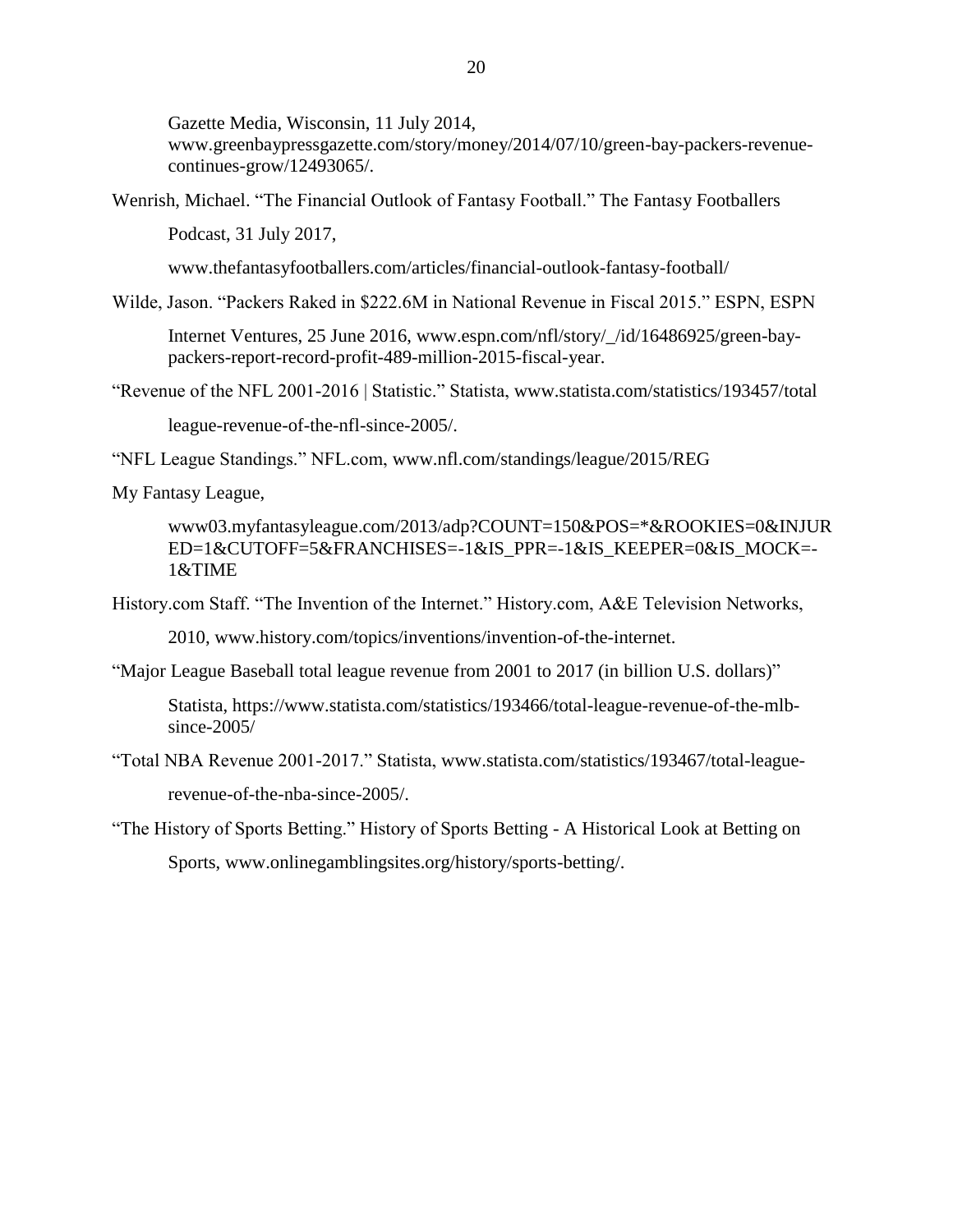Gazette Media, Wisconsin, 11 July 2014, www.greenbaypressgazette.com/story/money/2014/07/10/green-bay-packers-revenue-continues-grow/12493065/.

Wenrish, Michael. "The Financial Outlook of Fantasy Football." The Fantasy Footballers Podcast, 31 July 2017, www.thefantasyfootballers.com/articles/financial-outlook-fantasy-football/

Wilde, Jason. "Packers Raked in $222.6M in National Revenue in Fiscal 2015." ESPN, ESPN Internet Ventures, 25 June 2016, www.espn.com/nfl/story/_/id/16486925/green-bay-packers-report-record-profit-489-million-2015-fiscal-year.

"Revenue of the NFL 2001-2016 | Statistic." Statista, www.statista.com/statistics/193457/total league-revenue-of-the-nfl-since-2005/.

"NFL League Standings." NFL.com, www.nfl.com/standings/league/2015/REG

My Fantasy League, www03.myfantasyleague.com/2013/adp?COUNT=150&POS=*&ROOKIES=0&INJURED=1&CUTOFF=5&FRANCHISES=-1&IS_PPR=-1&IS_KEEPER=0&IS_MOCK=-1&TIME

History.com Staff. "The Invention of the Internet." History.com, A&E Television Networks, 2010, www.history.com/topics/inventions/invention-of-the-internet.

"Major League Baseball total league revenue from 2001 to 2017 (in billion U.S. dollars)" Statista, https://www.statista.com/statistics/193466/total-league-revenue-of-the-mlb-since-2005/

"Total NBA Revenue 2001-2017." Statista, www.statista.com/statistics/193467/total-league-revenue-of-the-nba-since-2005/.

"The History of Sports Betting." History of Sports Betting - A Historical Look at Betting on Sports, www.onlinegamblingsites.org/history/sports-betting/.